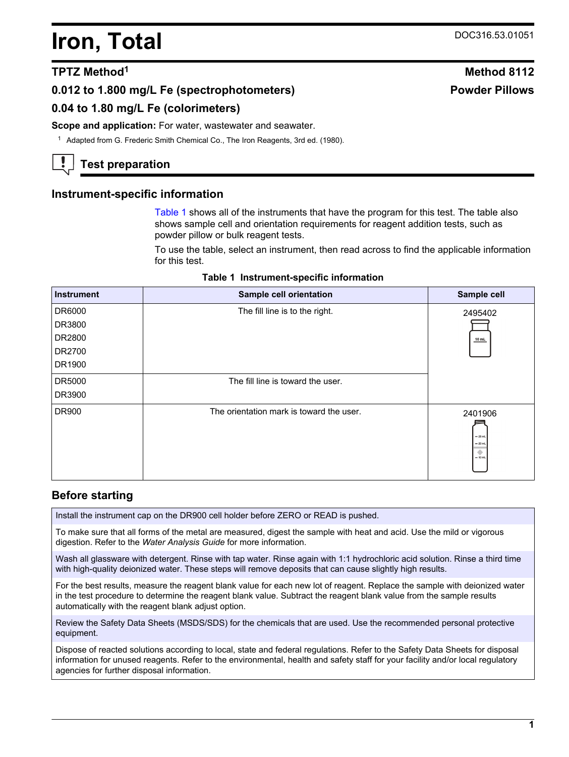# Iron, Total

DOC316.53.01051

## TPTZ Method[1]

**Method 8112**

**0.012 to 1.800 mg/L Fe (spectrophotometers)**

**Powder Pillows**

**0.04 to 1.80 mg/L Fe (colorimeters)**

**Scope and application:** For water, wastewater and seawater.

[1] Adapted from G. Frederic Smith Chemical Co., The Iron Reagents, 3rd ed. (1980).

## Test preparation

### Instrument-specific information

Table 1 shows all of the instruments that have the program for this test. The table also shows sample cell and orientation requirements for reagent addition tests, such as powder pillow or bulk reagent tests.

To use the table, select an instrument, then read across to find the applicable information for this test.

**Table 1 Instrument-specific information**

| Instrument | Sample cell orientation | Sample cell |
|---|---|---|
| DR6000<br>DR3800<br>DR2800<br>DR2700<br>DR1900 | The fill line is to the right. | 2495402 |
| DR5000<br>DR3900 | The fill line is toward the user. | |
| DR900 | The orientation mark is toward the user. | 2401906 |

### Before starting

Install the instrument cap on the DR900 cell holder before ZERO or READ is pushed.

To make sure that all forms of the metal are measured, digest the sample with heat and acid. Use the mild or vigorous digestion. Refer to the *Water Analysis Guide* for more information.

Wash all glassware with detergent. Rinse with tap water. Rinse again with 1:1 hydrochloric acid solution. Rinse a third time with high-quality deionized water. These steps will remove deposits that can cause slightly high results.

For the best results, measure the reagent blank value for each new lot of reagent. Replace the sample with deionized water in the test procedure to determine the reagent blank value. Subtract the reagent blank value from the sample results automatically with the reagent blank adjust option.

Review the Safety Data Sheets (MSDS/SDS) for the chemicals that are used. Use the recommended personal protective equipment.

Dispose of reacted solutions according to local, state and federal regulations. Refer to the Safety Data Sheets for disposal information for unused reagents. Refer to the environmental, health and safety staff for your facility and/or local regulatory agencies for further disposal information.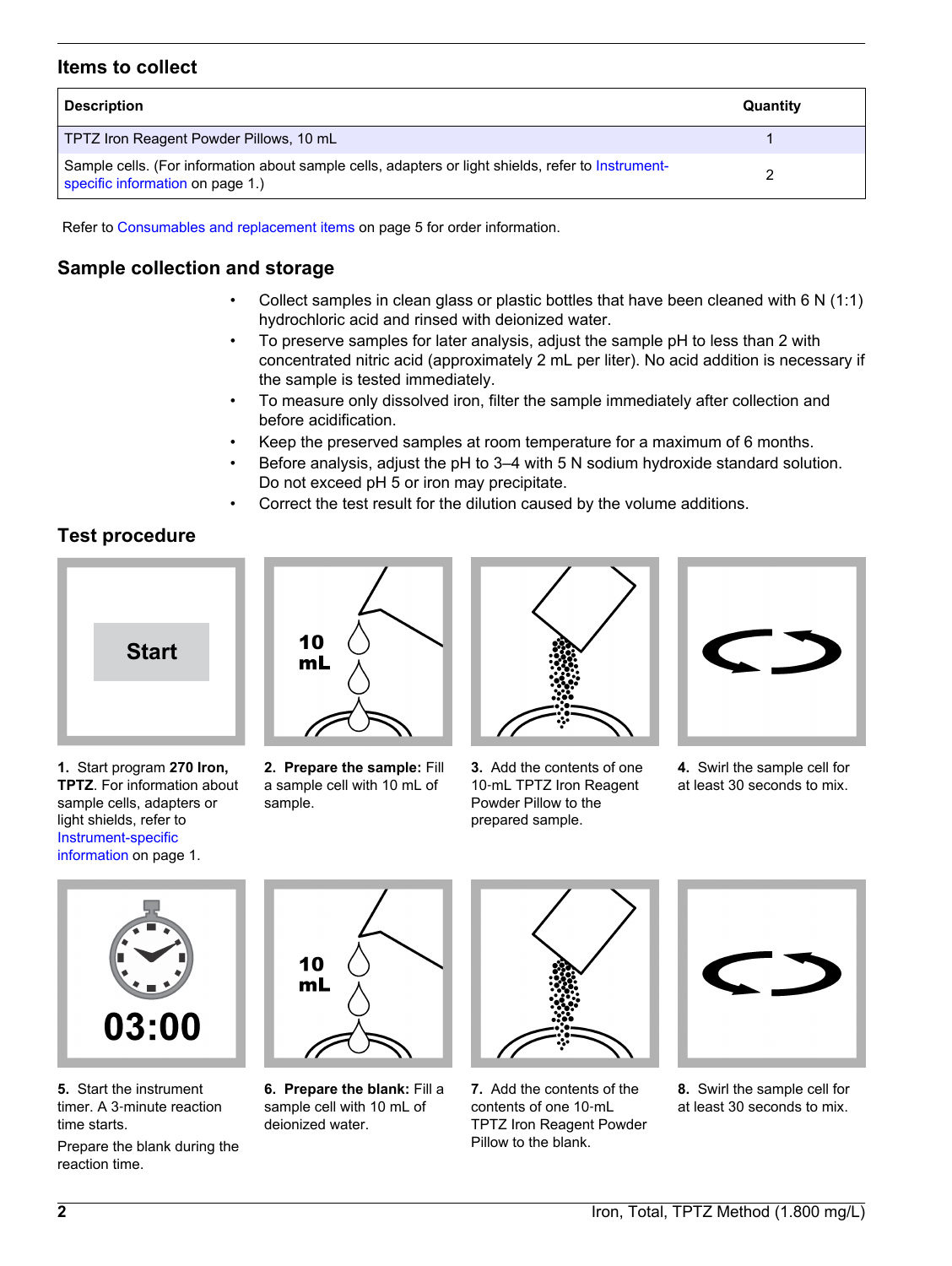## Items to collect

| Description | Quantity |
|---|---|
| TPTZ Iron Reagent Powder Pillows, 10 mL | 1 |
| Sample cells. (For information about sample cells, adapters or light shields, refer to Instrument-specific information on page 1.) | 2 |

Refer to Consumables and replacement items on page 5 for order information.

## Sample collection and storage

- Collect samples in clean glass or plastic bottles that have been cleaned with 6 N (1:1) hydrochloric acid and rinsed with deionized water.
- To preserve samples for later analysis, adjust the sample pH to less than 2 with concentrated nitric acid (approximately 2 mL per liter). No acid addition is necessary if the sample is tested immediately.
- To measure only dissolved iron, filter the sample immediately after collection and before acidification.
- Keep the preserved samples at room temperature for a maximum of 6 months.
- Before analysis, adjust the pH to 3–4 with 5 N sodium hydroxide standard solution. Do not exceed pH 5 or iron may precipitate.
- Correct the test result for the dilution caused by the volume additions.

## Test procedure

**1.** Start program **270 Iron, TPTZ**. For information about sample cells, adapters or light shields, refer to Instrument-specific information on page 1.

**2. Prepare the sample:** Fill a sample cell with 10 mL of sample.

**3.** Add the contents of one 10-mL TPTZ Iron Reagent Powder Pillow to the prepared sample.

**4.** Swirl the sample cell for at least 30 seconds to mix.

**5.** Start the instrument timer. A 3-minute reaction time starts.

Prepare the blank during the reaction time.

**6. Prepare the blank:** Fill a sample cell with 10 mL of deionized water.

**7.** Add the contents of the contents of one 10-mL TPTZ Iron Reagent Powder Pillow to the blank.

**8.** Swirl the sample cell for at least 30 seconds to mix.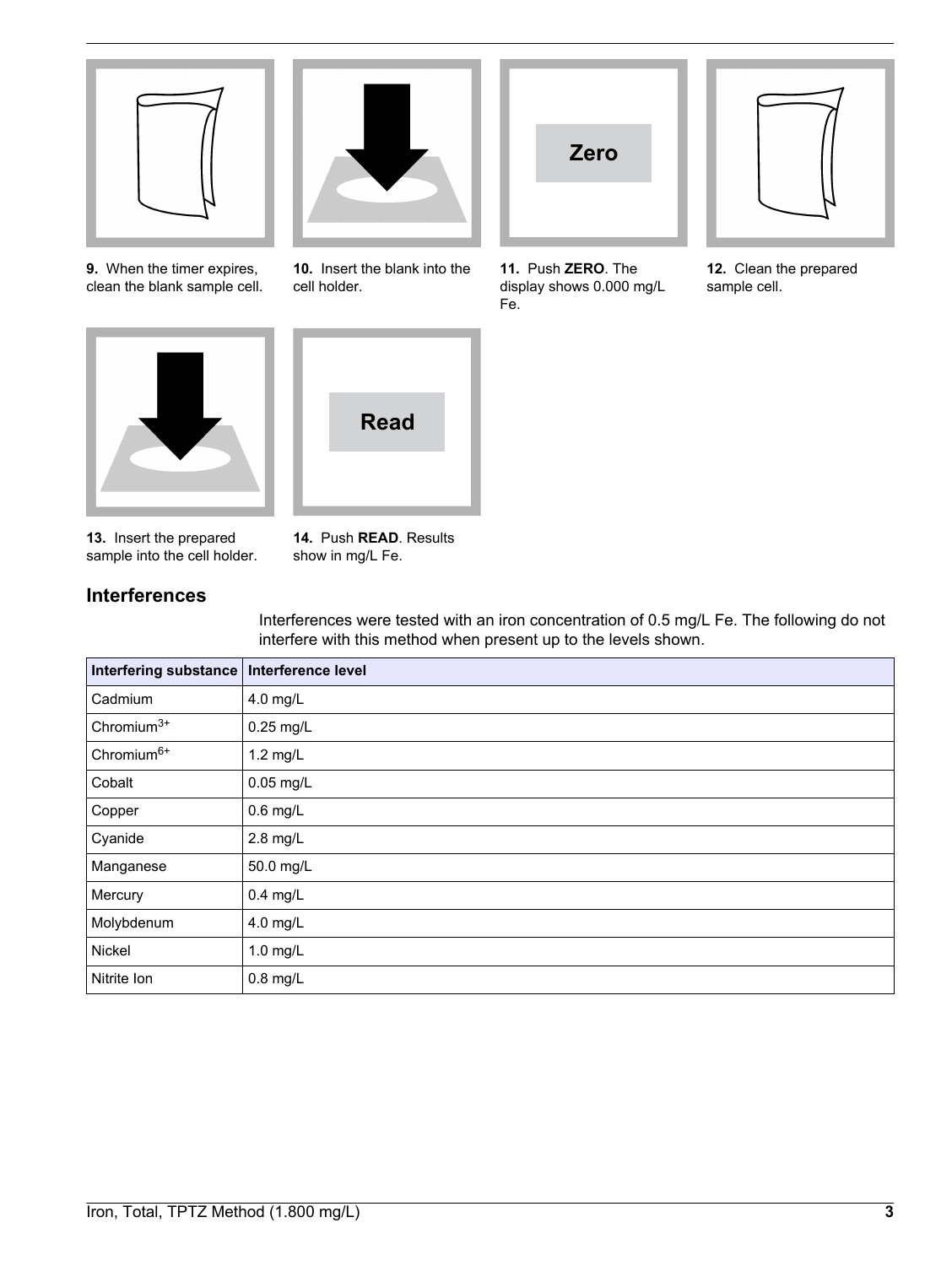9. When the timer expires, clean the blank sample cell.

10. Insert the blank into the cell holder.

11. Push **ZERO**. The display shows 0.000 mg/L Fe.

12. Clean the prepared sample cell.

13. Insert the prepared sample into the cell holder.

14. Push **READ**. Results show in mg/L Fe.

## Interferences

Interferences were tested with an iron concentration of 0.5 mg/L Fe. The following do not interfere with this method when present up to the levels shown.

| Interfering substance | Interference level |
|---|---|
| Cadmium | 4.0 mg/L |
| Chromium$^{3+}$ | 0.25 mg/L |
| Chromium$^{6+}$ | 1.2 mg/L |
| Cobalt | 0.05 mg/L |
| Copper | 0.6 mg/L |
| Cyanide | 2.8 mg/L |
| Manganese | 50.0 mg/L |
| Mercury | 0.4 mg/L |
| Molybdenum | 4.0 mg/L |
| Nickel | 1.0 mg/L |
| Nitrite Ion | 0.8 mg/L |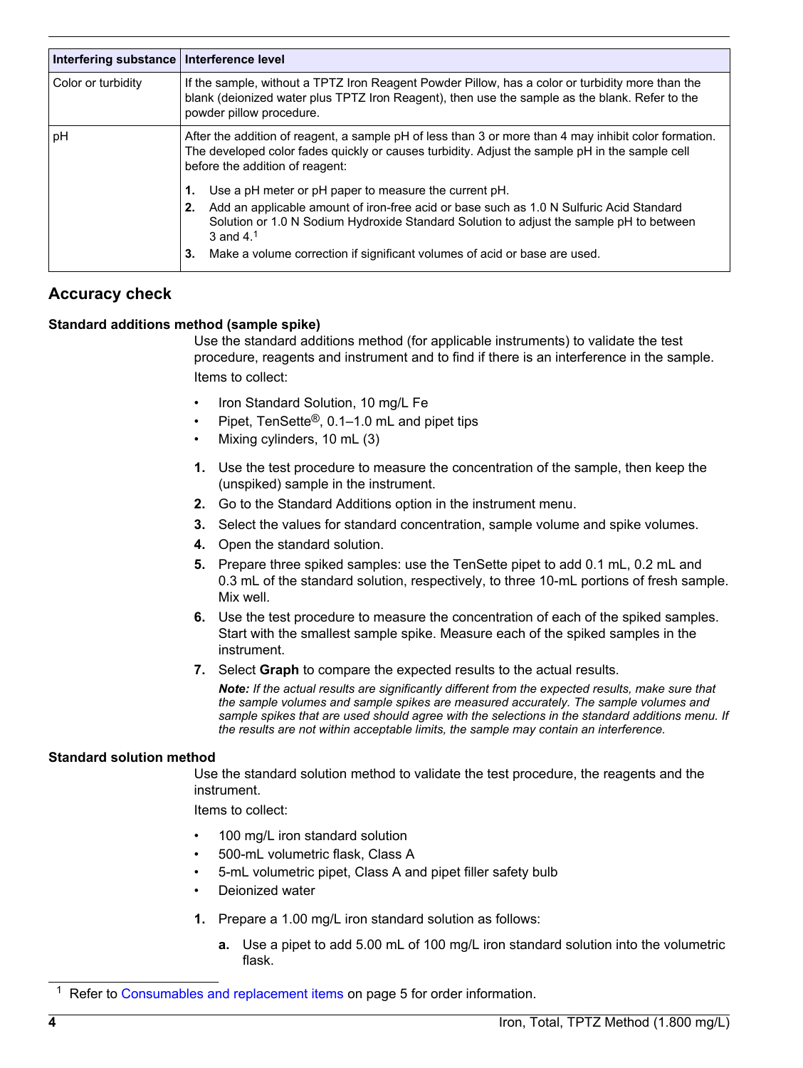| Interfering substance | Interference level |
|---|---|
| Color or turbidity | If the sample, without a TPTZ Iron Reagent Powder Pillow, has a color or turbidity more than the blank (deionized water plus TPTZ Iron Reagent), then use the sample as the blank. Refer to the powder pillow procedure. |
| pH | After the addition of reagent, a sample pH of less than 3 or more than 4 may inhibit color formation. The developed color fades quickly or causes turbidity. Adjust the sample pH in the sample cell before the addition of reagent:<br>**1.** Use a pH meter or pH paper to measure the current pH.<br>**2.** Add an applicable amount of iron-free acid or base such as 1.0 N Sulfuric Acid Standard Solution or 1.0 N Sodium Hydroxide Standard Solution to adjust the sample pH to between 3 and 4.[1]<br>**3.** Make a volume correction if significant volumes of acid or base are used. |

## Accuracy check

### Standard additions method (sample spike)

Use the standard additions method (for applicable instruments) to validate the test procedure, reagents and instrument and to find if there is an interference in the sample.

Items to collect:

- Iron Standard Solution, 10 mg/L Fe
- Pipet, TenSette®, 0.1–1.0 mL and pipet tips
- Mixing cylinders, 10 mL (3)

1. Use the test procedure to measure the concentration of the sample, then keep the (unspiked) sample in the instrument.
2. Go to the Standard Additions option in the instrument menu.
3. Select the values for standard concentration, sample volume and spike volumes.
4. Open the standard solution.
5. Prepare three spiked samples: use the TenSette pipet to add 0.1 mL, 0.2 mL and 0.3 mL of the standard solution, respectively, to three 10-mL portions of fresh sample. Mix well.
6. Use the test procedure to measure the concentration of each of the spiked samples. Start with the smallest sample spike. Measure each of the spiked samples in the instrument.
7. Select **Graph** to compare the expected results to the actual results.

   ***Note:*** *If the actual results are significantly different from the expected results, make sure that the sample volumes and sample spikes are measured accurately. The sample volumes and sample spikes that are used should agree with the selections in the standard additions menu. If the results are not within acceptable limits, the sample may contain an interference.*

### Standard solution method

Use the standard solution method to validate the test procedure, the reagents and the instrument.

Items to collect:

- 100 mg/L iron standard solution
- 500-mL volumetric flask, Class A
- 5-mL volumetric pipet, Class A and pipet filler safety bulb
- Deionized water

1. Prepare a 1.00 mg/L iron standard solution as follows:
   - **a.** Use a pipet to add 5.00 mL of 100 mg/L iron standard solution into the volumetric flask.

[1] Refer to Consumables and replacement items on page 5 for order information.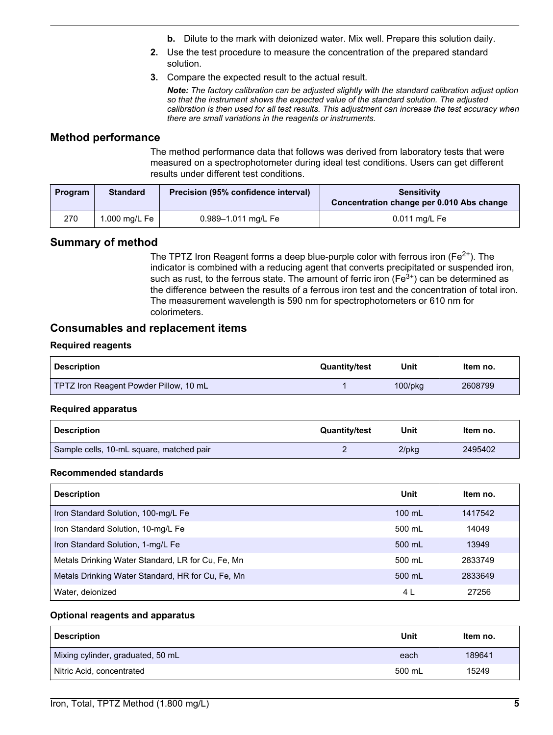**b.** Dilute to the mark with deionized water. Mix well. Prepare this solution daily.

2. Use the test procedure to measure the concentration of the prepared standard solution.
3. Compare the expected result to the actual result.

   ***Note:*** *The factory calibration can be adjusted slightly with the standard calibration adjust option so that the instrument shows the expected value of the standard solution. The adjusted calibration is then used for all test results. This adjustment can increase the test accuracy when there are small variations in the reagents or instruments.*

## Method performance

The method performance data that follows was derived from laboratory tests that were measured on a spectrophotometer during ideal test conditions. Users can get different results under different test conditions.

| Program | Standard | Precision (95% confidence interval) | Sensitivity Concentration change per 0.010 Abs change |
|---|---|---|---|
| 270 | 1.000 mg/L Fe | 0.989–1.011 mg/L Fe | 0.011 mg/L Fe |

## Summary of method

The TPTZ Iron Reagent forms a deep blue-purple color with ferrous iron ($Fe^{2+}$). The indicator is combined with a reducing agent that converts precipitated or suspended iron, such as rust, to the ferrous state. The amount of ferric iron ($Fe^{3+}$) can be determined as the difference between the results of a ferrous iron test and the concentration of total iron. The measurement wavelength is 590 nm for spectrophotometers or 610 nm for colorimeters.

## Consumables and replacement items

### Required reagents

| Description | Quantity/test | Unit | Item no. |
|---|---|---|---|
| TPTZ Iron Reagent Powder Pillow, 10 mL | 1 | 100/pkg | 2608799 |

### Required apparatus

| Description | Quantity/test | Unit | Item no. |
|---|---|---|---|
| Sample cells, 10-mL square, matched pair | 2 | 2/pkg | 2495402 |

### Recommended standards

| Description | Unit | Item no. |
|---|---|---|
| Iron Standard Solution, 100-mg/L Fe | 100 mL | 1417542 |
| Iron Standard Solution, 10-mg/L Fe | 500 mL | 14049 |
| Iron Standard Solution, 1-mg/L Fe | 500 mL | 13949 |
| Metals Drinking Water Standard, LR for Cu, Fe, Mn | 500 mL | 2833749 |
| Metals Drinking Water Standard, HR for Cu, Fe, Mn | 500 mL | 2833649 |
| Water, deionized | 4 L | 27256 |

### Optional reagents and apparatus

| Description | Unit | Item no. |
|---|---|---|
| Mixing cylinder, graduated, 50 mL | each | 189641 |
| Nitric Acid, concentrated | 500 mL | 15249 |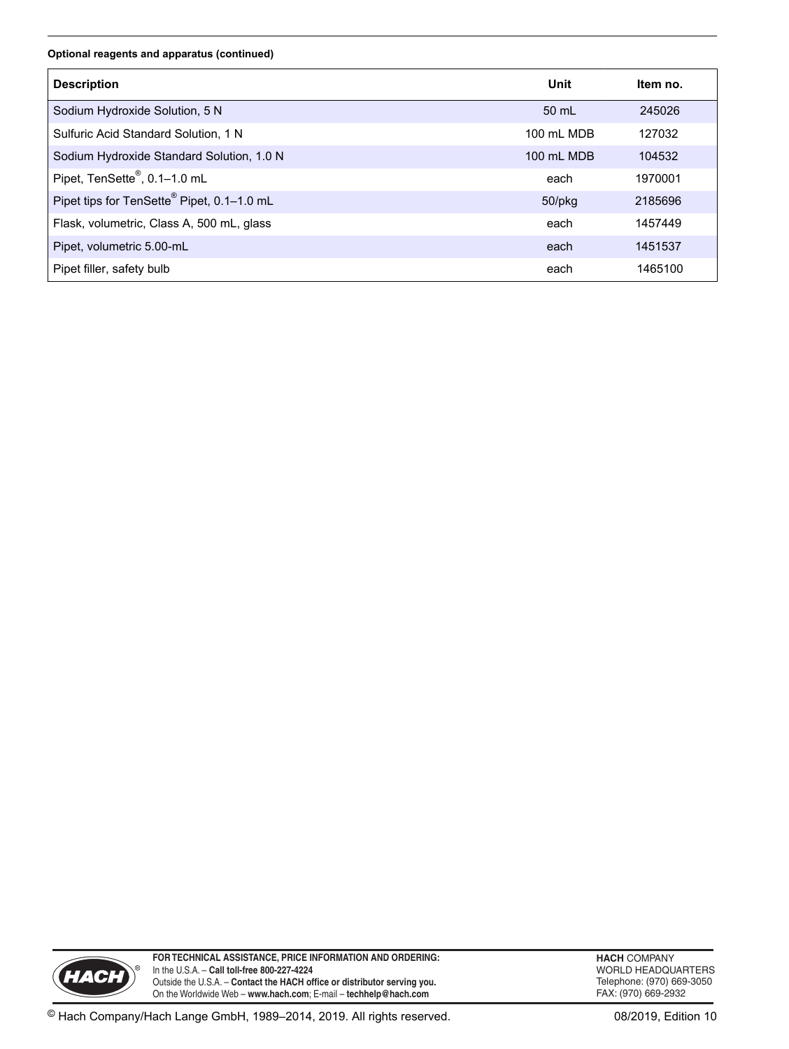**Optional reagents and apparatus (continued)**

| Description | Unit | Item no. |
|---|---|---|
| Sodium Hydroxide Solution, 5 N | 50 mL | 245026 |
| Sulfuric Acid Standard Solution, 1 N | 100 mL MDB | 127032 |
| Sodium Hydroxide Standard Solution, 1.0 N | 100 mL MDB | 104532 |
| Pipet, TenSette®, 0.1–1.0 mL | each | 1970001 |
| Pipet tips for TenSette® Pipet, 0.1–1.0 mL | 50/pkg | 2185696 |
| Flask, volumetric, Class A, 500 mL, glass | each | 1457449 |
| Pipet, volumetric 5.00-mL | each | 1451537 |
| Pipet filler, safety bulb | each | 1465100 |

**FOR TECHNICAL ASSISTANCE, PRICE INFORMATION AND ORDERING:**
In the U.S.A. – **Call toll-free 800-227-4224**
Outside the U.S.A. – **Contact the HACH office or distributor serving you.**
On the Worldwide Web – **www.hach.com**; E-mail – **techhelp@hach.com**

**HACH** COMPANY
WORLD HEADQUARTERS
Telephone: (970) 669-3050
FAX: (970) 669-2932

© Hach Company/Hach Lange GmbH, 1989–2014, 2019. All rights reserved.

08/2019, Edition 10